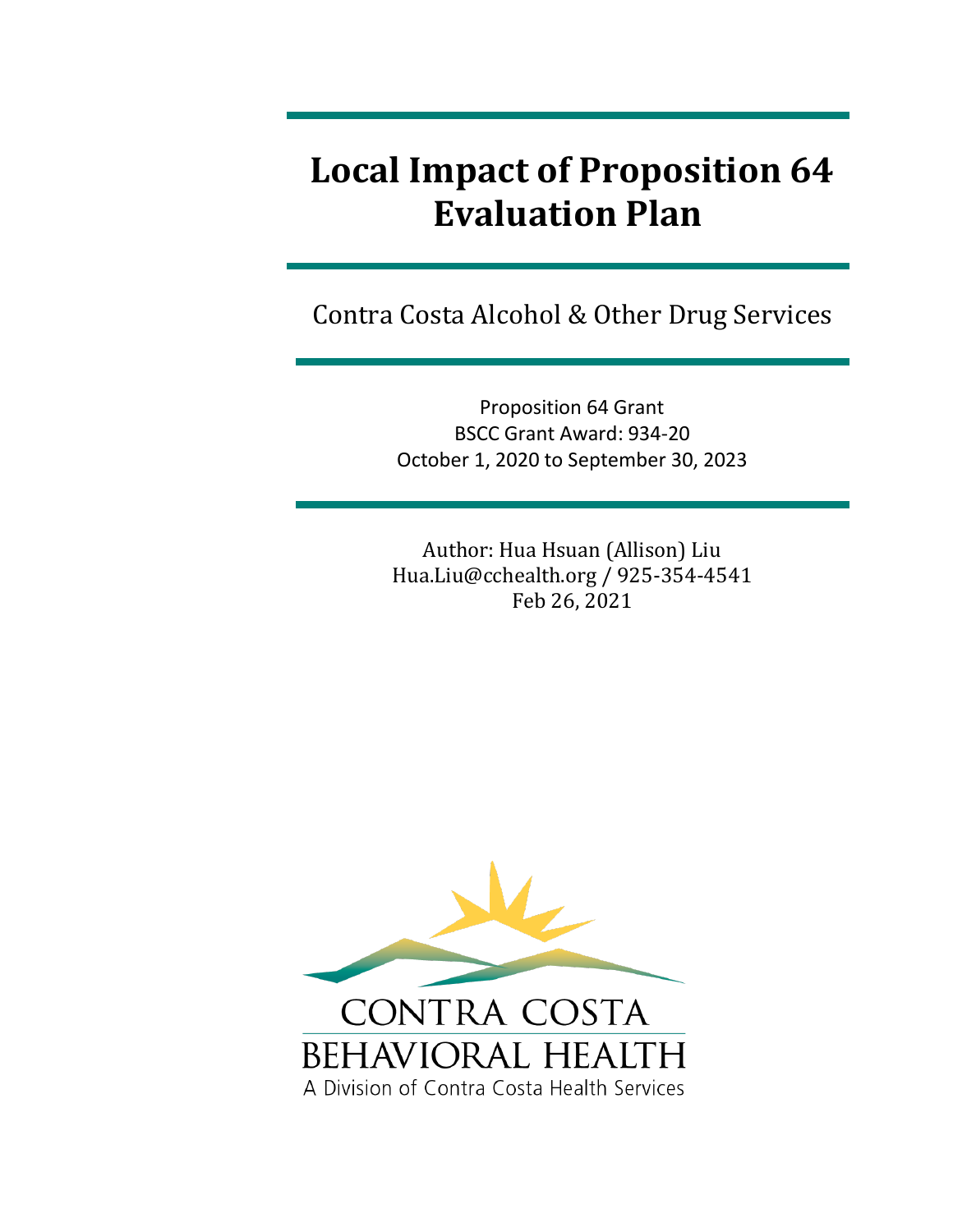# Local Impact of Proposition 64 Evaluation Plan

Contra Costa Alcohol & Other Drug Services

Proposition 64 Grant
BSCC Grant Award: 934-20
October 1, 2020 to September 30, 2023

Author: Hua Hsuan (Allison) Liu
Hua.Liu@cchealth.org / 925-354-4541
Feb 26, 2021

CONTRA COSTA
BEHAVIORAL HEALTH
A Division of Contra Costa Health Services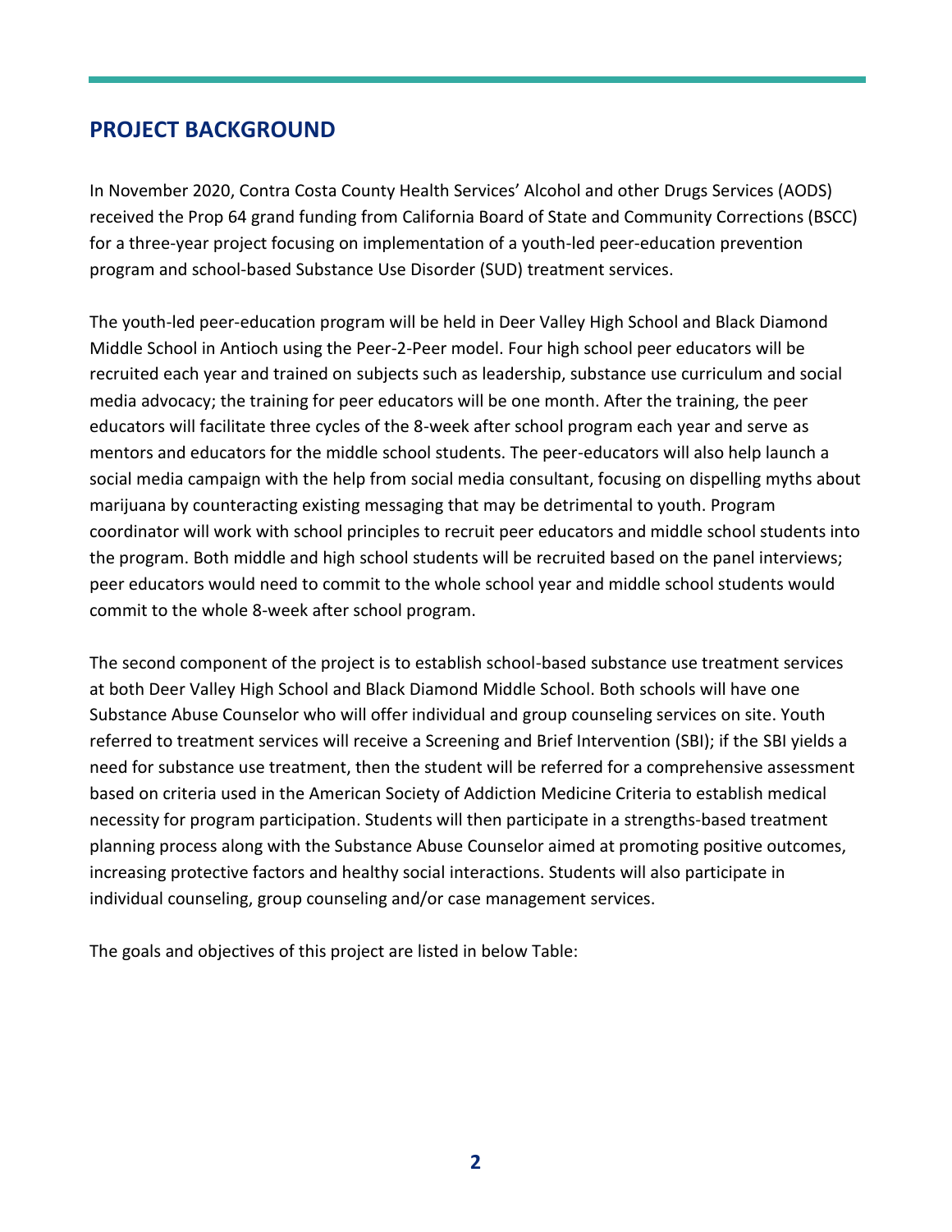## PROJECT BACKGROUND

In November 2020, Contra Costa County Health Services' Alcohol and other Drugs Services (AODS) received the Prop 64 grand funding from California Board of State and Community Corrections (BSCC) for a three-year project focusing on implementation of a youth-led peer-education prevention program and school-based Substance Use Disorder (SUD) treatment services.

The youth-led peer-education program will be held in Deer Valley High School and Black Diamond Middle School in Antioch using the Peer-2-Peer model. Four high school peer educators will be recruited each year and trained on subjects such as leadership, substance use curriculum and social media advocacy; the training for peer educators will be one month. After the training, the peer educators will facilitate three cycles of the 8-week after school program each year and serve as mentors and educators for the middle school students. The peer-educators will also help launch a social media campaign with the help from social media consultant, focusing on dispelling myths about marijuana by counteracting existing messaging that may be detrimental to youth. Program coordinator will work with school principles to recruit peer educators and middle school students into the program. Both middle and high school students will be recruited based on the panel interviews; peer educators would need to commit to the whole school year and middle school students would commit to the whole 8-week after school program.

The second component of the project is to establish school-based substance use treatment services at both Deer Valley High School and Black Diamond Middle School. Both schools will have one Substance Abuse Counselor who will offer individual and group counseling services on site. Youth referred to treatment services will receive a Screening and Brief Intervention (SBI); if the SBI yields a need for substance use treatment, then the student will be referred for a comprehensive assessment based on criteria used in the American Society of Addiction Medicine Criteria to establish medical necessity for program participation. Students will then participate in a strengths-based treatment planning process along with the Substance Abuse Counselor aimed at promoting positive outcomes, increasing protective factors and healthy social interactions. Students will also participate in individual counseling, group counseling and/or case management services.

The goals and objectives of this project are listed in below Table: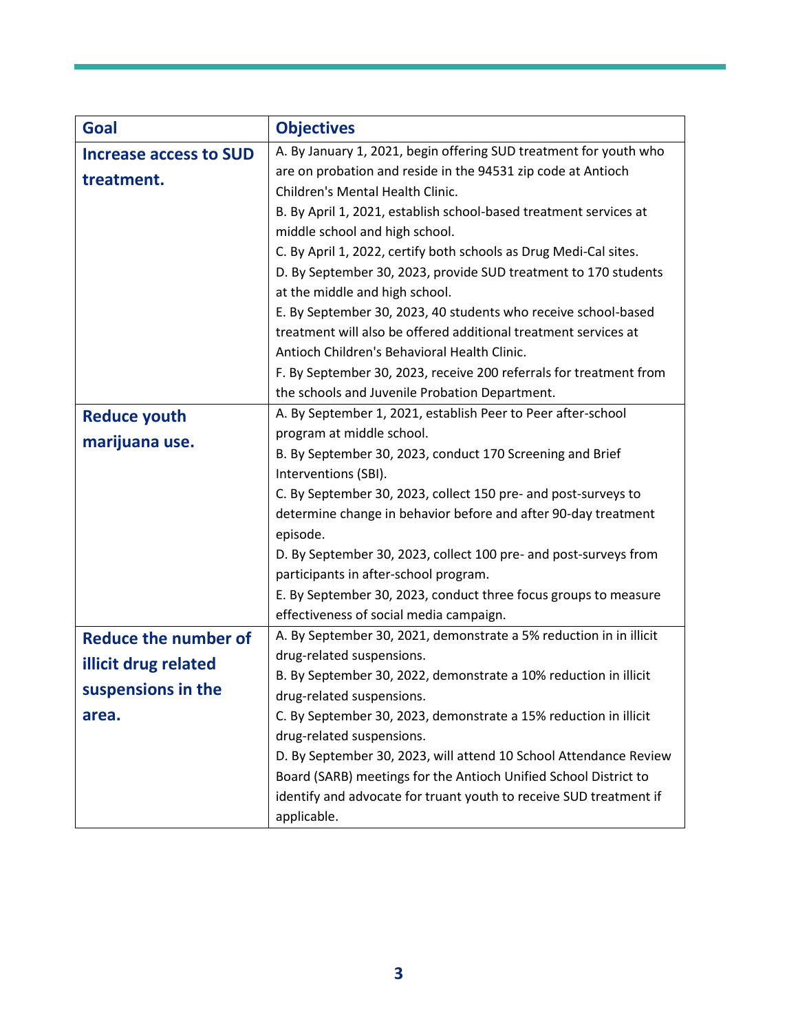| Goal | Objectives |
| --- | --- |
| **Increase access to SUD treatment.** | A. By January 1, 2021, begin offering SUD treatment for youth who are on probation and reside in the 94531 zip code at Antioch Children's Mental Health Clinic.<br>B. By April 1, 2021, establish school-based treatment services at middle school and high school.<br>C. By April 1, 2022, certify both schools as Drug Medi-Cal sites.<br>D. By September 30, 2023, provide SUD treatment to 170 students at the middle and high school.<br>E. By September 30, 2023, 40 students who receive school-based treatment will also be offered additional treatment services at Antioch Children's Behavioral Health Clinic.<br>F. By September 30, 2023, receive 200 referrals for treatment from the schools and Juvenile Probation Department. |
| **Reduce youth marijuana use.** | A. By September 1, 2021, establish Peer to Peer after-school program at middle school.<br>B. By September 30, 2023, conduct 170 Screening and Brief Interventions (SBI).<br>C. By September 30, 2023, collect 150 pre- and post-surveys to determine change in behavior before and after 90-day treatment episode.<br>D. By September 30, 2023, collect 100 pre- and post-surveys from participants in after-school program.<br>E. By September 30, 2023, conduct three focus groups to measure effectiveness of social media campaign. |
| **Reduce the number of illicit drug related suspensions in the area.** | A. By September 30, 2021, demonstrate a 5% reduction in in illicit drug-related suspensions.<br>B. By September 30, 2022, demonstrate a 10% reduction in illicit drug-related suspensions.<br>C. By September 30, 2023, demonstrate a 15% reduction in illicit drug-related suspensions.<br>D. By September 30, 2023, will attend 10 School Attendance Review Board (SARB) meetings for the Antioch Unified School District to identify and advocate for truant youth to receive SUD treatment if applicable. |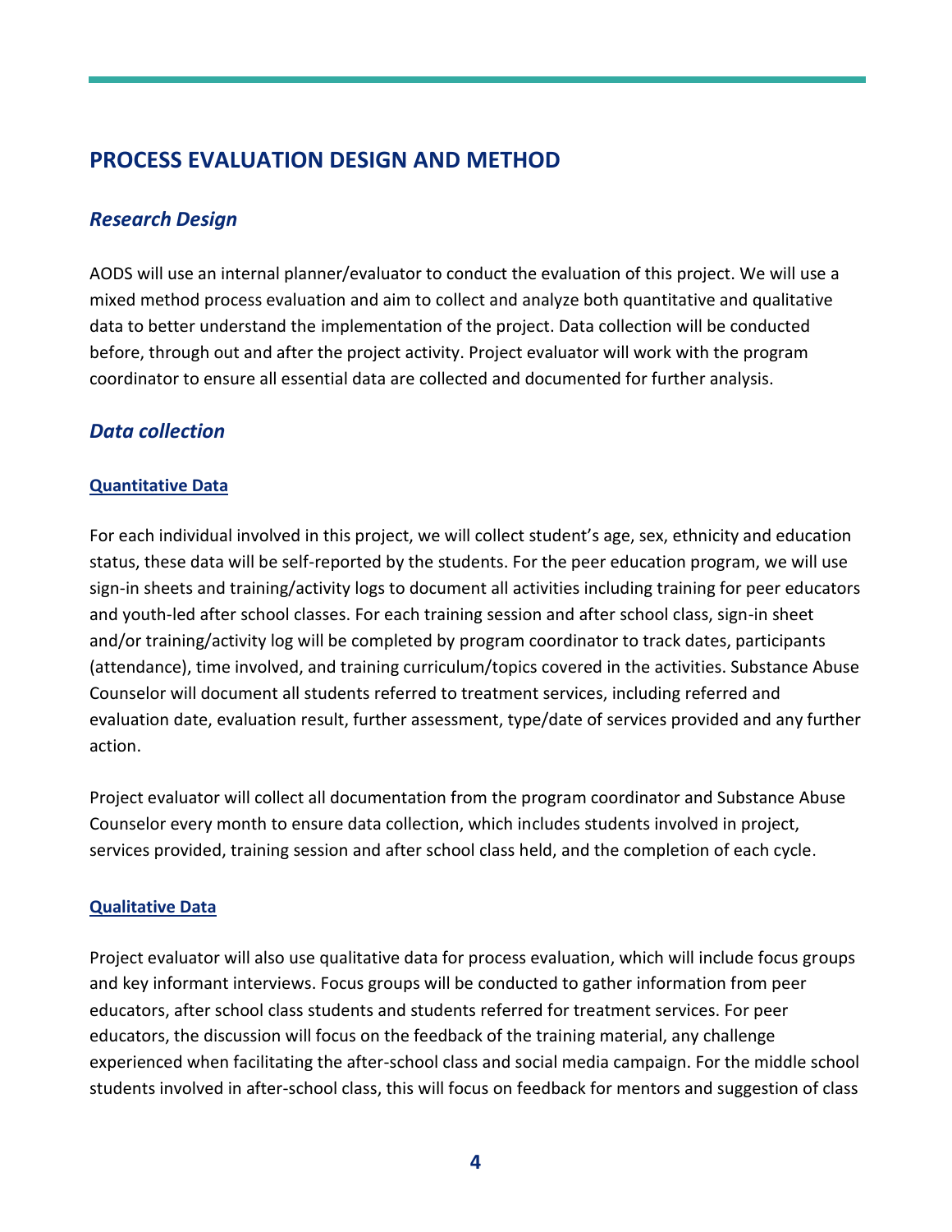## PROCESS EVALUATION DESIGN AND METHOD

### *Research Design*

AODS will use an internal planner/evaluator to conduct the evaluation of this project. We will use a mixed method process evaluation and aim to collect and analyze both quantitative and qualitative data to better understand the implementation of the project. Data collection will be conducted before, through out and after the project activity. Project evaluator will work with the program coordinator to ensure all essential data are collected and documented for further analysis.

### *Data collection*

#### Quantitative Data

For each individual involved in this project, we will collect student's age, sex, ethnicity and education status, these data will be self-reported by the students. For the peer education program, we will use sign-in sheets and training/activity logs to document all activities including training for peer educators and youth-led after school classes. For each training session and after school class, sign-in sheet and/or training/activity log will be completed by program coordinator to track dates, participants (attendance), time involved, and training curriculum/topics covered in the activities. Substance Abuse Counselor will document all students referred to treatment services, including referred and evaluation date, evaluation result, further assessment, type/date of services provided and any further action.

Project evaluator will collect all documentation from the program coordinator and Substance Abuse Counselor every month to ensure data collection, which includes students involved in project, services provided, training session and after school class held, and the completion of each cycle.

#### Qualitative Data

Project evaluator will also use qualitative data for process evaluation, which will include focus groups and key informant interviews. Focus groups will be conducted to gather information from peer educators, after school class students and students referred for treatment services. For peer educators, the discussion will focus on the feedback of the training material, any challenge experienced when facilitating the after-school class and social media campaign. For the middle school students involved in after-school class, this will focus on feedback for mentors and suggestion of class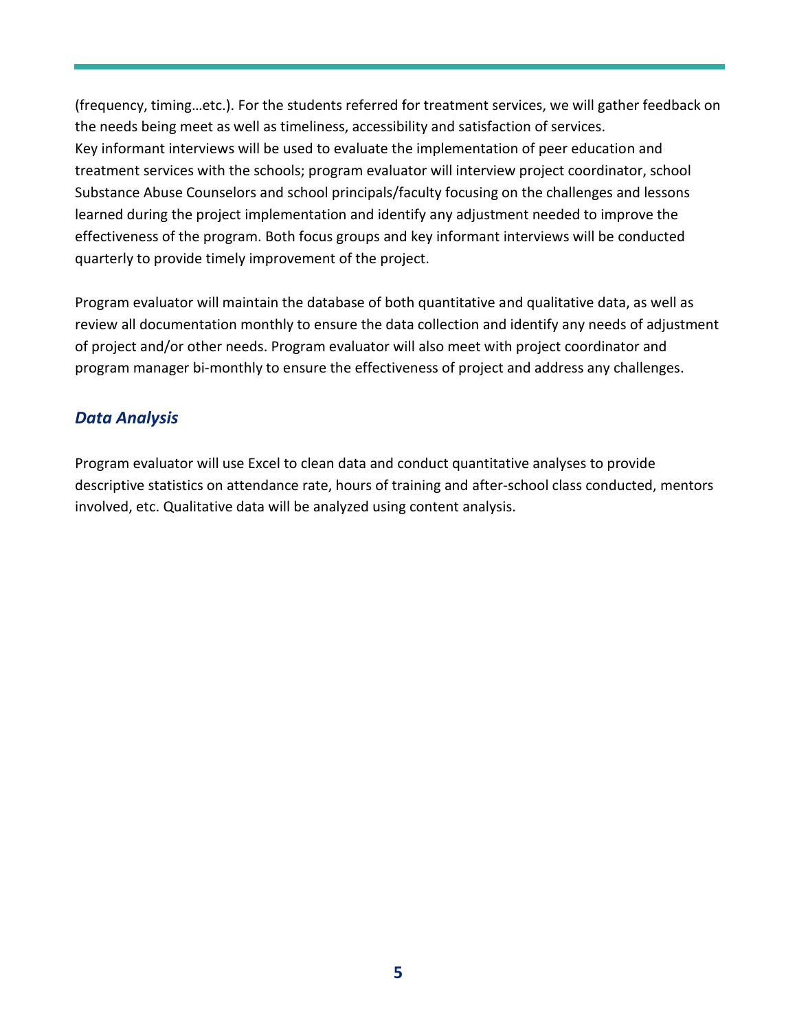(frequency, timing…etc.). For the students referred for treatment services, we will gather feedback on the needs being meet as well as timeliness, accessibility and satisfaction of services.
Key informant interviews will be used to evaluate the implementation of peer education and treatment services with the schools; program evaluator will interview project coordinator, school Substance Abuse Counselors and school principals/faculty focusing on the challenges and lessons learned during the project implementation and identify any adjustment needed to improve the effectiveness of the program. Both focus groups and key informant interviews will be conducted quarterly to provide timely improvement of the project.

Program evaluator will maintain the database of both quantitative and qualitative data, as well as review all documentation monthly to ensure the data collection and identify any needs of adjustment of project and/or other needs. Program evaluator will also meet with project coordinator and program manager bi-monthly to ensure the effectiveness of project and address any challenges.

### *Data Analysis*

Program evaluator will use Excel to clean data and conduct quantitative analyses to provide descriptive statistics on attendance rate, hours of training and after-school class conducted, mentors involved, etc. Qualitative data will be analyzed using content analysis.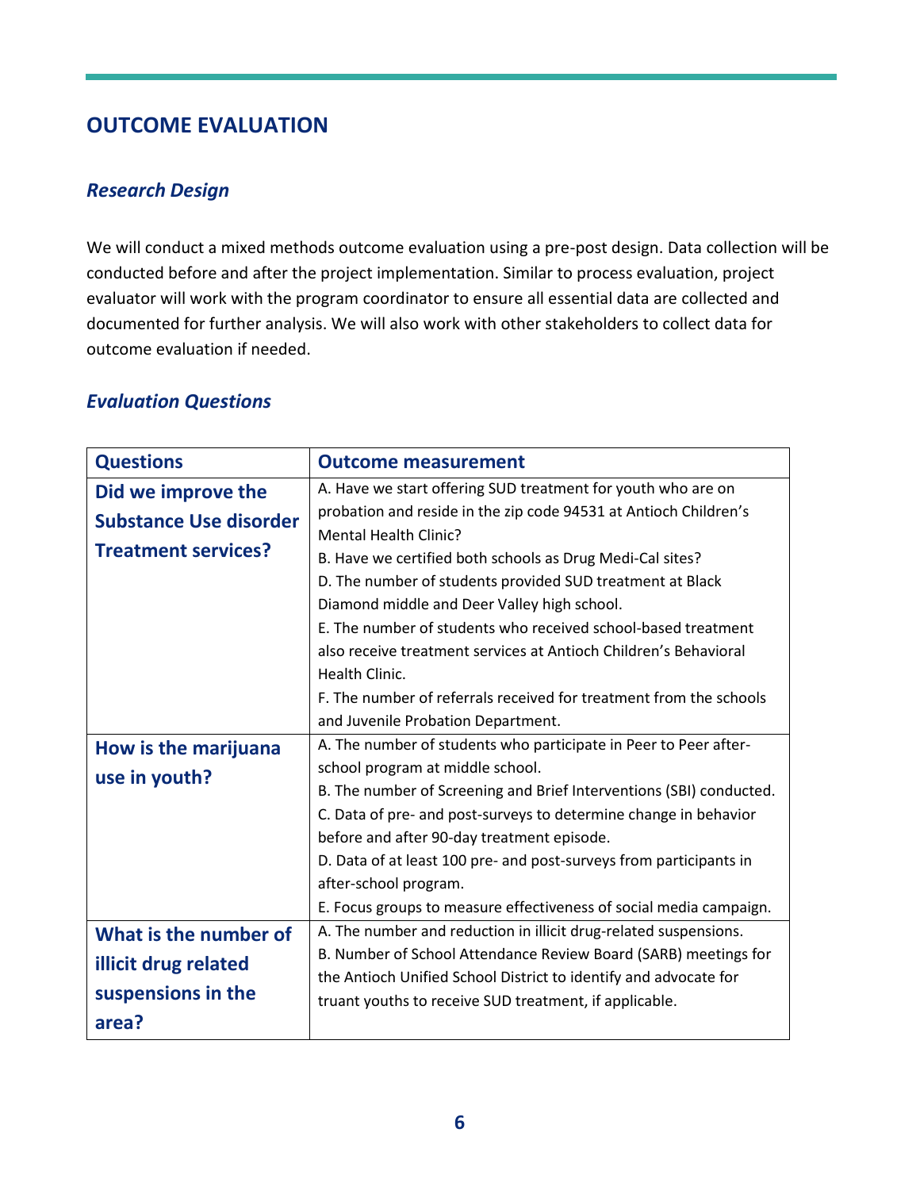## OUTCOME EVALUATION

### *Research Design*

We will conduct a mixed methods outcome evaluation using a pre-post design. Data collection will be conducted before and after the project implementation. Similar to process evaluation, project evaluator will work with the program coordinator to ensure all essential data are collected and documented for further analysis. We will also work with other stakeholders to collect data for outcome evaluation if needed.

### *Evaluation Questions*

| Questions | Outcome measurement |
|---|---|
| **Did we improve the Substance Use disorder Treatment services?** | A. Have we start offering SUD treatment for youth who are on probation and reside in the zip code 94531 at Antioch Children's Mental Health Clinic?<br>B. Have we certified both schools as Drug Medi-Cal sites?<br>D. The number of students provided SUD treatment at Black Diamond middle and Deer Valley high school.<br>E. The number of students who received school-based treatment also receive treatment services at Antioch Children's Behavioral Health Clinic.<br>F. The number of referrals received for treatment from the schools and Juvenile Probation Department. |
| **How is the marijuana use in youth?** | A. The number of students who participate in Peer to Peer after-school program at middle school.<br>B. The number of Screening and Brief Interventions (SBI) conducted.<br>C. Data of pre- and post-surveys to determine change in behavior before and after 90-day treatment episode.<br>D. Data of at least 100 pre- and post-surveys from participants in after-school program.<br>E. Focus groups to measure effectiveness of social media campaign. |
| **What is the number of illicit drug related suspensions in the area?** | A. The number and reduction in illicit drug-related suspensions.<br>B. Number of School Attendance Review Board (SARB) meetings for the Antioch Unified School District to identify and advocate for truant youths to receive SUD treatment, if applicable. |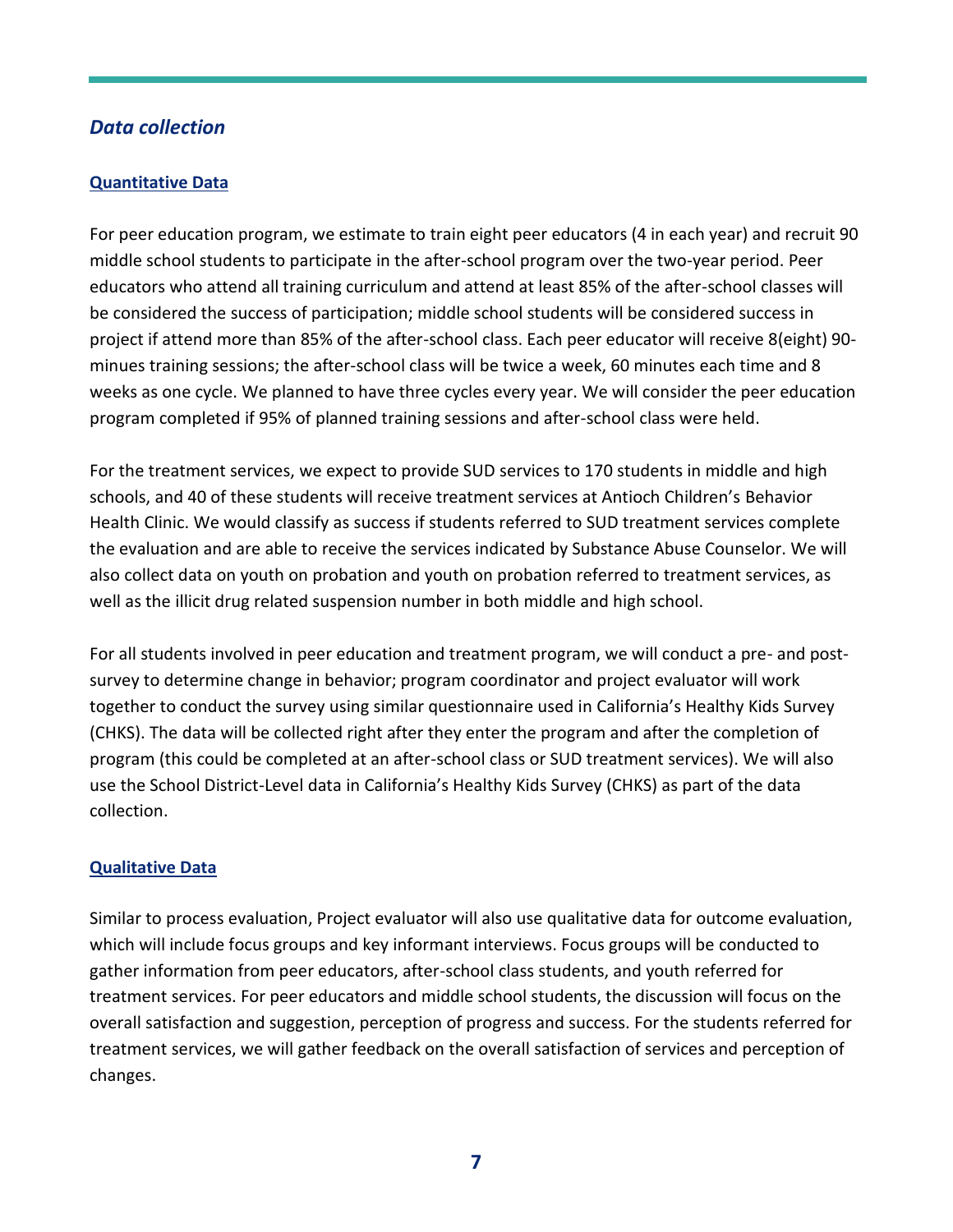### *Data collection*

#### Quantitative Data

For peer education program, we estimate to train eight peer educators (4 in each year) and recruit 90 middle school students to participate in the after-school program over the two-year period. Peer educators who attend all training curriculum and attend at least 85% of the after-school classes will be considered the success of participation; middle school students will be considered success in project if attend more than 85% of the after-school class. Each peer educator will receive 8(eight) 90-minues training sessions; the after-school class will be twice a week, 60 minutes each time and 8 weeks as one cycle. We planned to have three cycles every year. We will consider the peer education program completed if 95% of planned training sessions and after-school class were held.

For the treatment services, we expect to provide SUD services to 170 students in middle and high schools, and 40 of these students will receive treatment services at Antioch Children's Behavior Health Clinic. We would classify as success if students referred to SUD treatment services complete the evaluation and are able to receive the services indicated by Substance Abuse Counselor. We will also collect data on youth on probation and youth on probation referred to treatment services, as well as the illicit drug related suspension number in both middle and high school.

For all students involved in peer education and treatment program, we will conduct a pre- and post-survey to determine change in behavior; program coordinator and project evaluator will work together to conduct the survey using similar questionnaire used in California's Healthy Kids Survey (CHKS). The data will be collected right after they enter the program and after the completion of program (this could be completed at an after-school class or SUD treatment services). We will also use the School District-Level data in California's Healthy Kids Survey (CHKS) as part of the data collection.

#### Qualitative Data

Similar to process evaluation, Project evaluator will also use qualitative data for outcome evaluation, which will include focus groups and key informant interviews. Focus groups will be conducted to gather information from peer educators, after-school class students, and youth referred for treatment services. For peer educators and middle school students, the discussion will focus on the overall satisfaction and suggestion, perception of progress and success. For the students referred for treatment services, we will gather feedback on the overall satisfaction of services and perception of changes.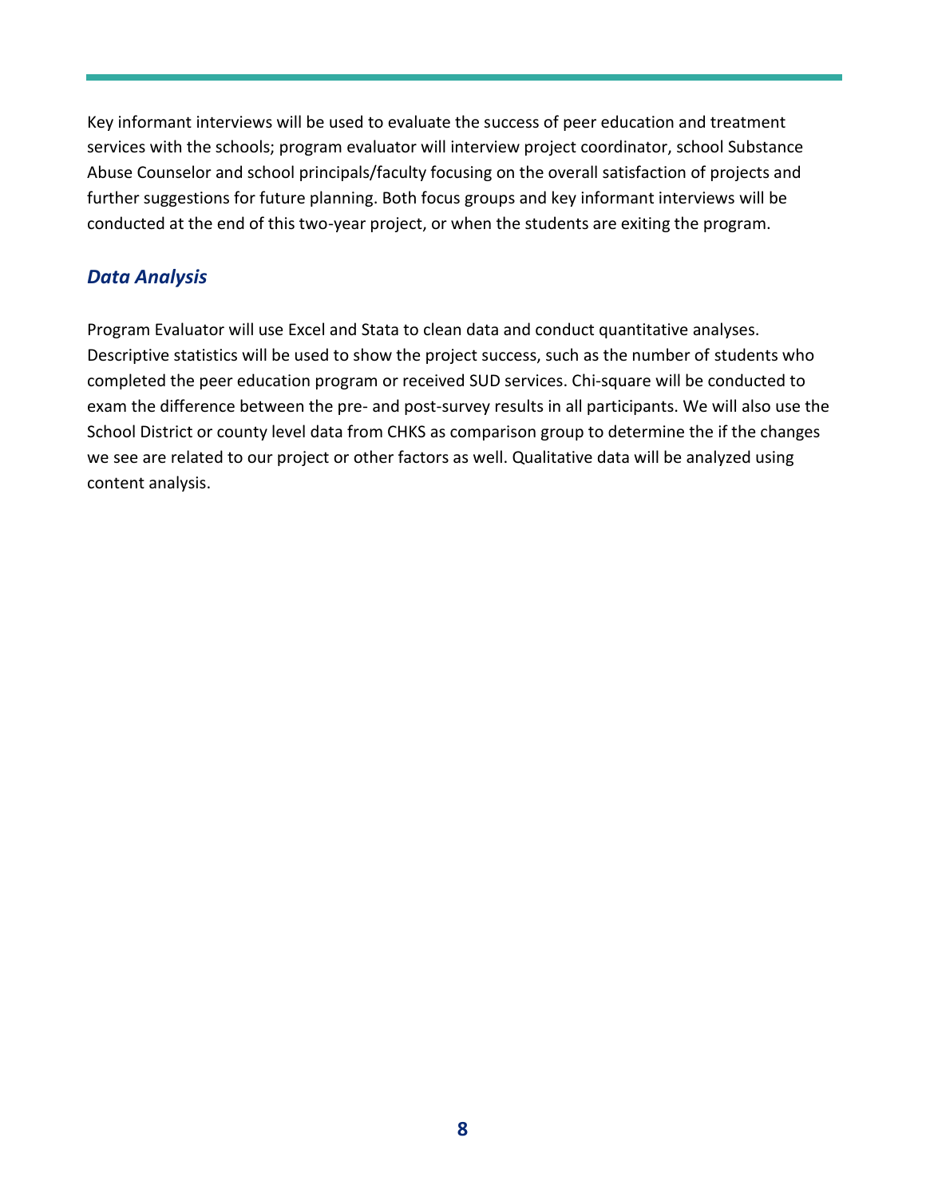Key informant interviews will be used to evaluate the success of peer education and treatment services with the schools; program evaluator will interview project coordinator, school Substance Abuse Counselor and school principals/faculty focusing on the overall satisfaction of projects and further suggestions for future planning. Both focus groups and key informant interviews will be conducted at the end of this two-year project, or when the students are exiting the program.

### *Data Analysis*

Program Evaluator will use Excel and Stata to clean data and conduct quantitative analyses. Descriptive statistics will be used to show the project success, such as the number of students who completed the peer education program or received SUD services. Chi-square will be conducted to exam the difference between the pre- and post-survey results in all participants. We will also use the School District or county level data from CHKS as comparison group to determine the if the changes we see are related to our project or other factors as well. Qualitative data will be analyzed using content analysis.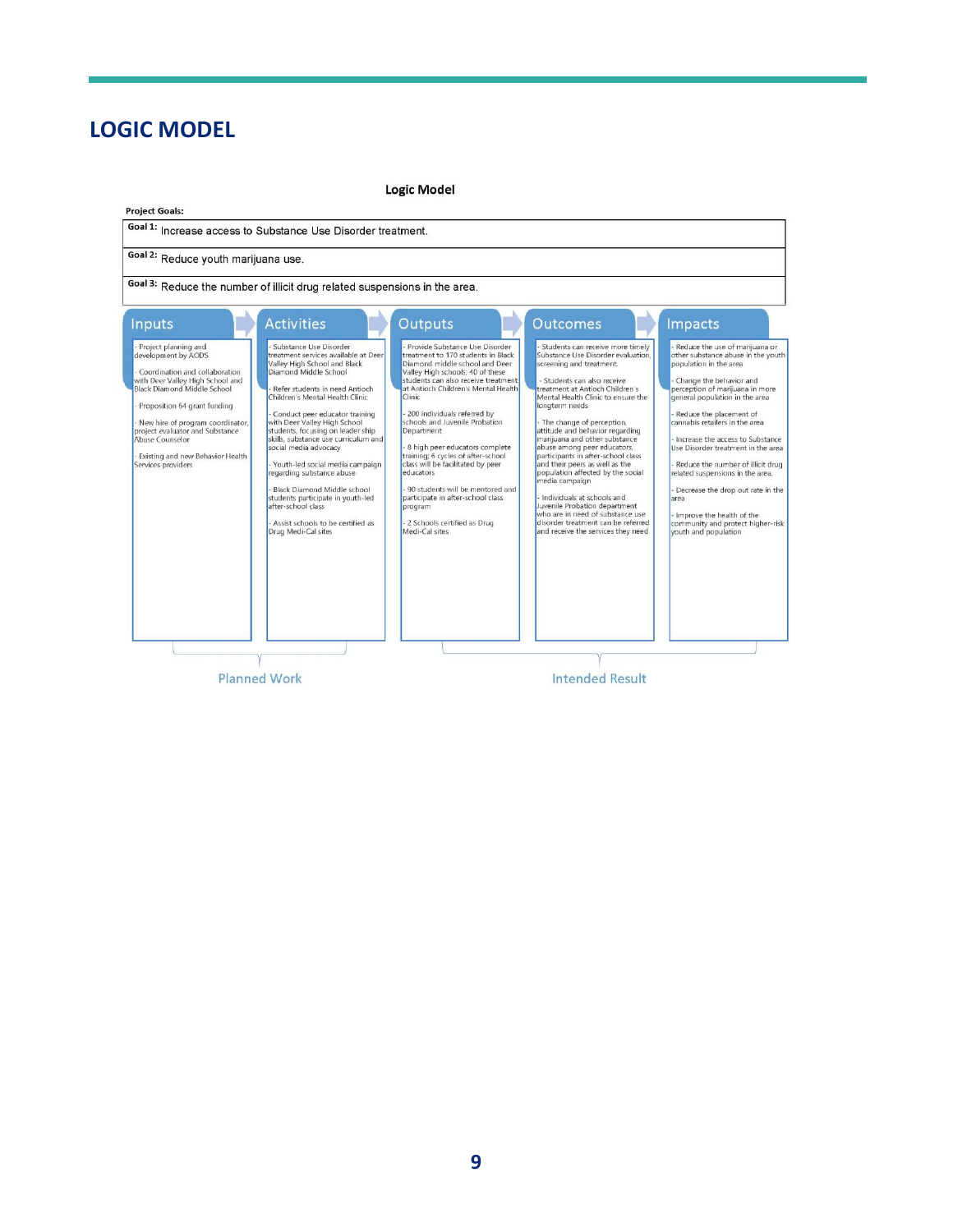# LOGIC MODEL

**Logic Model**

**Project Goals:**

| | |
|---|---|
| **Goal 1:** | Increase access to Substance Use Disorder treatment. |
| **Goal 2:** | Reduce youth marijuana use. |
| **Goal 3:** | Reduce the number of illicit drug related suspensions in the area. |

| Inputs | Activities | Outputs | Outcomes | Impacts |
|---|---|---|---|---|
| - Project planning and development by AODS<br><br>- Coordination and collaboration with Deer Valley High School and Black Diamond Middle School<br><br>- Proposition 64 grant funding<br><br>- New hire of program coordinator, project evaluator and Substance Abuse Counselor<br><br>- Existing and new Behavior Health Services providers | - Substance Use Disorder treatment services available at Deer Valley High School and Black Diamond Middle School<br><br>- Refer students in need Antioch Children's Mental Health Clinic<br><br>- Conduct peer educator training with Deer Valley High School students, focusing on leader ship skills, substance use curriculum and social media advocacy<br><br>- Youth-led social media campaign regarding substance abuse<br><br>- Black Diamond Middle school students participate in youth-led after-school class<br><br>- Assist schools to be certified as Drug Medi-Cal sites | - Provide Substance Use Disorder treatment to 170 students in Black Diamond middle school and Deer Valley High schools; 40 of these students can also receive treatment at Antioch Children's Mental Health Clinic<br><br>- 200 individuals referred by schools and Juvenile Probation Department<br><br>- 8 high peer educators complete training; 6 cycles of after-school class will be facilitated by peer educators<br><br>- 90 students will be mentored and participate in after-school class program<br><br>- 2 Schools certified as Drug Medi-Cal sites | - Students can receive more timely Substance Use Disorder evaluation, screening and treatment.<br><br>- Students can also receive treatment at Antioch Children's Mental Health Clinic to ensure the longterm needs<br><br>- The change of perception, attitude and behavior regarding marijuana and other substance abuse among peer educators, participants in after-school class and their peers as well as the population affected by the social media campaign<br><br>- Individuals at schools and Juvenile Probation department who are in need of substance use disorder treatment can be referred and receive the services they need | - Reduce the use of marijuana or other substance abuse in the youth population in the area<br><br>- Change the behavior and perception of marijuana in more general population in the area<br><br>- Reduce the placement of cannabis retailers in the area<br><br>- Increase the access to Substance Use Disorder treatment in the area<br><br>- Reduce the number of illicit drug related suspensions in the area.<br><br>- Decrease the drop out rate in the area<br><br>- Improve the health of the community and protect higher-risk youth and population |

Planned Work (Inputs, Activities)

Intended Result (Outputs, Outcomes, Impacts)